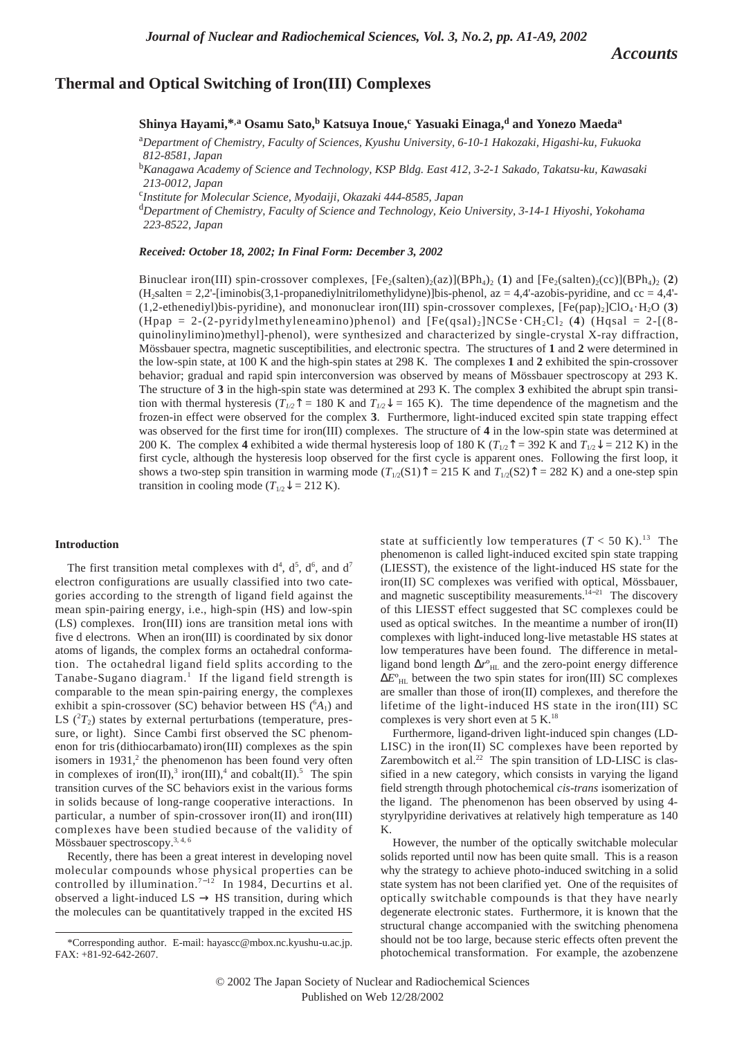*Accounts*

# Thermal and Optical Switching of Iron(III) Complexes

**Shinya Hayami,\*[,a] Osamu Sato,[b] Katsuya Inoue,[c] Yasuaki Einaga,[d] and Yonezo Maeda[a]**

[a]*Department of Chemistry, Faculty of Sciences, Kyushu University, 6-10-1 Hakozaki, Higashi-ku, Fukuoka 812-8581, Japan*

[b]*Kanagawa Academy of Science and Technology, KSP Bldg. East 412, 3-2-1 Sakado, Takatsu-ku, Kawasaki 213-0012, Japan*

[c]*Institute for Molecular Science, Myodaiji, Okazaki 444-8585, Japan*

[d]*Department of Chemistry, Faculty of Science and Technology, Keio University, 3-14-1 Hiyoshi, Yokohama 223-8522, Japan*

***Received: October 18, 2002; In Final Form: December 3, 2002***

Binuclear iron(III) spin-crossover complexes, $[Fe_2(salten)_2(az)](BPh_4)_2$ (**1**) and $[Fe_2(salten)_2(cc)](BPh_4)_2$ (**2**) ($H_2$salten = 2,2'-[iminobis(3,1-propanediylnitrilomethylidyne)]bis-phenol, az = 4,4'-azobis-pyridine, and cc = 4,4'-(1,2-ethenediyl)bis-pyridine), and mononuclear iron(III) spin-crossover complexes, $[Fe(pap)_2]ClO_4 \cdot H_2O$ (**3**) (Hpap = 2-(2-pyridylmethyleneamino)phenol) and $[Fe(qsal)_2]NCSe \cdot CH_2Cl_2$ (**4**) (Hqsal = 2-[(8-quinolinylimino)methyl]-phenol), were synthesized and characterized by single-crystal X-ray diffraction, Mössbauer spectra, magnetic susceptibilities, and electronic spectra. The structures of **1** and **2** were determined in the low-spin state, at 100 K and the high-spin states at 298 K. The complexes **1** and **2** exhibited the spin-crossover behavior; gradual and rapid spin interconversion was observed by means of Mössbauer spectroscopy at 293 K. The structure of **3** in the high-spin state was determined at 293 K. The complex **3** exhibited the abrupt spin transition with thermal hysteresis ($T_{1/2}\uparrow$ = 180 K and $T_{1/2}\downarrow$ = 165 K). The time dependence of the magnetism and the frozen-in effect were observed for the complex **3**. Furthermore, light-induced excited spin state trapping effect was observed for the first time for iron(III) complexes. The structure of **4** in the low-spin state was determined at 200 K. The complex **4** exhibited a wide thermal hysteresis loop of 180 K ($T_{1/2}\uparrow$ = 392 K and $T_{1/2}\downarrow$ = 212 K) in the first cycle, although the hysteresis loop observed for the first cycle is apparent ones. Following the first loop, it shows a two-step spin transition in warming mode ($T_{1/2}(S1)\uparrow$ = 215 K and $T_{1/2}(S2)\uparrow$ = 282 K) and a one-step spin transition in cooling mode ($T_{1/2}\downarrow$ = 212 K).

### Introduction

The first transition metal complexes with $d^4$, $d^5$, $d^6$, and $d^7$ electron configurations are usually classified into two categories according to the strength of ligand field against the mean spin-pairing energy, i.e., high-spin (HS) and low-spin (LS) complexes. Iron(III) ions are transition metal ions with five d electrons. When an iron(III) is coordinated by six donor atoms of ligands, the complex forms an octahedral conformation. The octahedral ligand field splits according to the Tanabe-Sugano diagram.[1] If the ligand field strength is comparable to the mean spin-pairing energy, the complexes exhibit a spin-crossover (SC) behavior between HS ($^6A_1$) and LS ($^2T_2$) states by external perturbations (temperature, pressure, or light). Since Cambi first observed the SC phenomenon for tris(dithiocarbamato)iron(III) complexes as the spin isomers in 1931,[2] the phenomenon has been found very often in complexes of iron(II),[3] iron(III),[4] and cobalt(II).[5] The spin transition curves of the SC behaviors exist in the various forms in solids because of long-range cooperative interactions. In particular, a number of spin-crossover iron(II) and iron(III) complexes have been studied because of the validity of Mössbauer spectroscopy.[3,4,6]

Recently, there has been a great interest in developing novel molecular compounds whose physical properties can be controlled by illumination.[7–12] In 1984, Decurtins et al. observed a light-induced LS → HS transition, during which the molecules can be quantitatively trapped in the excited HS state at sufficiently low temperatures ($T$ < 50 K).[13] The phenomenon is called light-induced excited spin state trapping (LIESST), the existence of the light-induced HS state for the iron(II) SC complexes was verified with optical, Mössbauer, and magnetic susceptibility measurements.[14–21] The discovery of this LIESST effect suggested that SC complexes could be used as optical switches. In the meantime a number of iron(II) complexes with light-induced long-live metastable HS states at low temperatures have been found. The difference in metal-ligand bond length $\Delta r^o_{HL}$ and the zero-point energy difference $\Delta E^o_{HL}$ between the two spin states for iron(III) SC complexes are smaller than those of iron(II) complexes, and therefore the lifetime of the light-induced HS state in the iron(III) SC complexes is very short even at 5 K.[18]

Furthermore, ligand-driven light-induced spin changes (LD-LISC) in the iron(II) SC complexes have been reported by Zarembowitch et al.[22] The spin transition of LD-LISC is classified in a new category, which consists in varying the ligand field strength through photochemical *cis-trans* isomerization of the ligand. The phenomenon has been observed by using 4-styrylpyridine derivatives at relatively high temperature as 140 K.

However, the number of the optically switchable molecular solids reported until now has been quite small. This is a reason why the strategy to achieve photo-induced switching in a solid state system has not been clarified yet. One of the requisites of optically switchable compounds is that they have nearly degenerate electronic states. Furthermore, it is known that the structural change accompanied with the switching phenomena should not be too large, because steric effects often prevent the photochemical transformation. For example, the azobenzene

\*Corresponding author. E-mail: hayascc@mbox.nc.kyushu-u.ac.jp. FAX: +81-92-642-2607.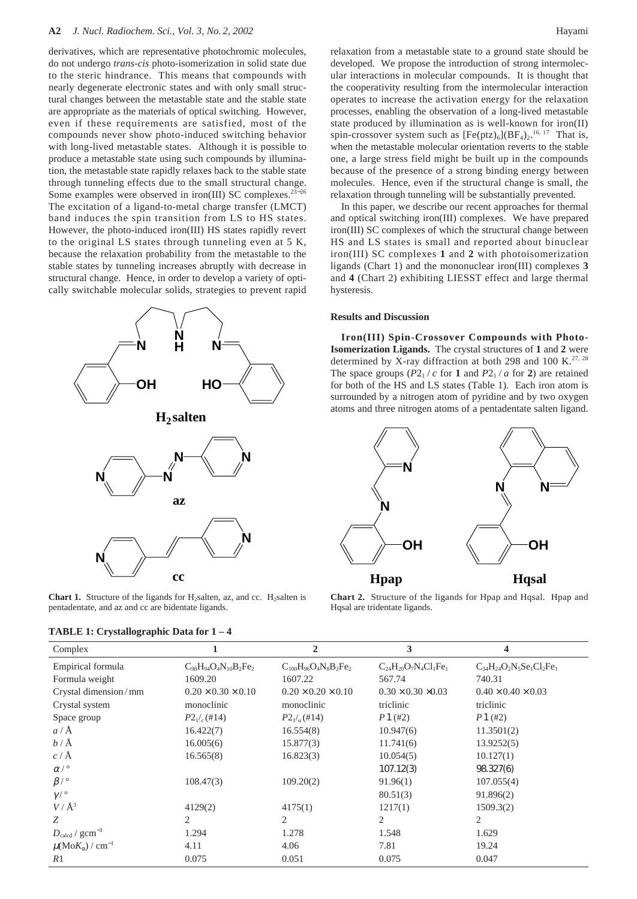derivatives, which are representative photochromic molecules, do not undergo *trans-cis* photo-isomerization in solid state due to the steric hindrance. This means that compounds with nearly degenerate electronic states and with only small structural changes between the metastable state and the stable state are appropriate as the materials of optical switching. However, even if these requirements are satisfied, most of the compounds never show photo-induced switching behavior with long-lived metastable states. Although it is possible to produce a metastable state using such compounds by illumination, the metastable state rapidly relaxes back to the stable state through tunneling effects due to the small structural change. Some examples were observed in iron(III) SC complexes.[23–26] The excitation of a ligand-to-metal charge transfer (LMCT) band induces the spin transition from LS to HS states. However, the photo-induced iron(III) HS states rapidly revert to the original LS states through tunneling even at 5 K, because the relaxation probability from the metastable to the stable states by tunneling increases abruptly with decrease in structural change. Hence, in order to develop a variety of optically switchable molecular solids, strategies to prevent rapid relaxation from a metastable state to a ground state should be developed. We propose the introduction of strong intermolecular interactions in molecular compounds. It is thought that the cooperativity resulting from the intermolecular interaction operates to increase the activation energy for the relaxation processes, enabling the observation of a long-lived metastable state produced by illumination as is well-known for iron(II) spin-crossover system such as $[Fe(ptz)_6](BF_4)_2$.[16, 17] That is, when the metastable molecular orientation reverts to the stable one, a large stress field might be built up in the compounds because of the presence of a strong binding energy between molecules. Hence, even if the structural change is small, the relaxation through tunneling will be substantially prevented.

In this paper, we describe our recent approaches for thermal and optical switching iron(III) complexes. We have prepared iron(III) SC complexes of which the structural change between HS and LS states is small and reported about binuclear iron(III) SC complexes **1** and **2** with photoisomerization ligands (Chart 1) and the mononuclear iron(III) complexes **3** and **4** (Chart 2) exhibiting LIESST effect and large thermal hysteresis.

H2salten

az

cc

**Chart 1.** Structure of the ligands for $H_2$salten, az, and cc. $H_2$salten is pentadentate, and az and cc are bidentate ligands.

## Results and Discussion

**Iron(III) Spin-Crossover Compounds with Photo-Isomerization Ligands.** The crystal structures of **1** and **2** were determined by X-ray diffraction at both 298 and 100 K.[27, 28] The space groups ($P2_1/c$ for **1** and $P2_1/a$ for **2**) are retained for both of the HS and LS states (Table 1). Each iron atom is surrounded by a nitrogen atom of pyridine and by two oxygen atoms and three nitrogen atoms of a pentadentate salten ligand.

Hpap

Hqsal

**Chart 2.** Structure of the ligands for Hpap and Hqsal. Hpap and Hqsal are tridentate ligands.

**TABLE 1: Crystallographic Data for 1 – 4**

| Complex | 1 | 2 | 3 | 4 |
|---|---|---|---|---|
| Empirical formula | $C_{98}H_{94}O_4N_{10}B_2Fe_2$ | $C_{100}H_{96}O_4N_8B_2Fe_2$ | $C_{24}H_{20}O_7N_4Cl_1Fe_1$ | $C_{34}H_{24}O_2N_5Se_1Cl_2Fe_1$ |
| Formula weight | 1609.20 | 1607.22 | 567.74 | 740.31 |
| Crystal dimension / mm | $0.20 \times 0.30 \times 0.10$ | $0.20 \times 0.20 \times 0.10$ | $0.30 \times 0.30 \times 0.03$ | $0.40 \times 0.40 \times 0.03$ |
| Crystal system | monoclinic | monoclinic | triclinic | triclinic |
| Space group | $P2_1/_c$ (#14) | $P2_1/_a$ (#14) | $P\bar{1}$ (#2) | $P\bar{1}$ (#2) |
| $a$ / Å | 16.422(7) | 16.554(8) | 10.947(6) | 11.3501(2) |
| $b$ / Å | 16.005(6) | 15.877(3) | 11.741(6) | 13.9252(5) |
| $c$ / Å | 16.565(8) | 16.823(3) | 10.054(5) | 10.127(1) |
| $\alpha$ / ° | | | 107.12(3) | 98.327(6) |
| $\beta$ / ° | 108.47(3) | 109.20(2) | 91.96(1) | 107.055(4) |
| $\gamma$ / ° | | | 80.51(3) | 91.896(2) |
| $V$ / Å$^3$ | 4129(2) | 4175(1) | 1217(1) | 1509.3(2) |
| $Z$ | 2 | 2 | 2 | 2 |
| $D_{calcd}$ / gcm$^{-3}$ | 1.294 | 1.278 | 1.548 | 1.629 |
| $\mu$(Mo$K_\alpha$) / cm$^{-1}$ | 4.11 | 4.06 | 7.81 | 19.24 |
| $R1$ | 0.075 | 0.051 | 0.075 | 0.047 |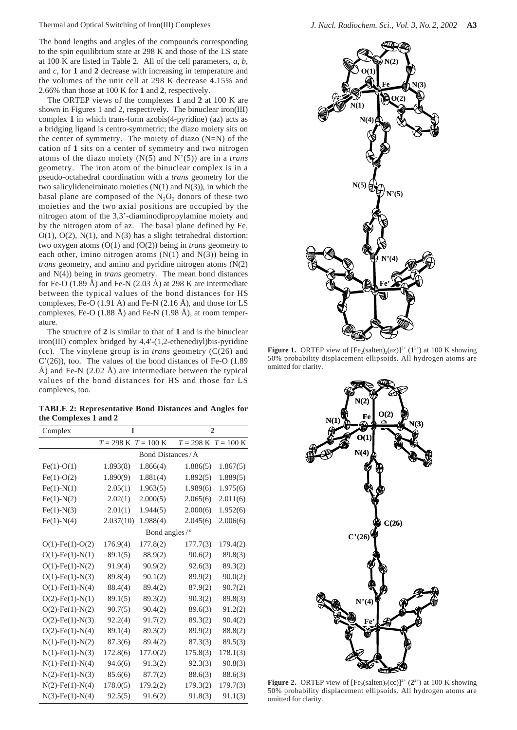The bond lengths and angles of the compounds corresponding to the spin equilibrium state at 298 K and those of the LS state at 100 K are listed in Table 2. All of the cell parameters, *a*, *b*, and *c*, for **1** and **2** decrease with increasing in temperature and the volumes of the unit cell at 298 K decrease 4.15% and 2.66% than those at 100 K for **1** and **2**, respectively.

The ORTEP views of the complexes **1** and **2** at 100 K are shown in Figures 1 and 2, respectively. The binuclear iron(III) complex **1** in which trans-form azobis(4-pyridine) (az) acts as a bridging ligand is centro-symmetric; the diazo moiety sits on the center of symmetry. The moiety of diazo (N=N) of the cation of **1** sits on a center of symmetry and two nitrogen atoms of the diazo moiety (N(5) and N'(5)) are in a *trans* geometry. The iron atom of the binuclear complex is in a pseudo-octahedral coordination with a *trans* geometry for the two salicylideneiminato moieties (N(1) and N(3)), in which the basal plane are composed of the $N_2O_2$ donors of these two moieties and the two axial positions are occupied by the nitrogen atom of the 3,3'-diaminodipropylamine moiety and by the nitrogen atom of az. The basal plane defined by Fe, O(1), O(2), N(1), and N(3) has a slight tetrahedral distortion: two oxygen atoms (O(1) and (O(2)) being in *trans* geometry to each other, imino nitrogen atoms (N(1) and N(3)) being in *trans* geometry, and amino and pyridine nitrogen atoms (N(2) and N(4)) being in *trans* geometry. The mean bond distances for Fe-O (1.89 Å) and Fe-N (2.03 Å) at 298 K are intermediate between the typical values of the bond distances for HS complexes, Fe-O (1.91 Å) and Fe-N (2.16 Å), and those for LS complexes, Fe-O (1.88 Å) and Fe-N (1.98 Å), at room temperature.

The structure of **2** is similar to that of **1** and is the binuclear iron(III) complex bridged by 4,4'-(1,2-ethenediyl)bis-pyridine (cc). The vinylene group is in *trans* geometry (C(26) and C'(26)), too. The values of the bond distances of Fe-O (1.89 Å) and Fe-N (2.02 Å) are intermediate between the typical values of the bond distances for HS and those for LS complexes, too.

**TABLE 2: Representative Bond Distances and Angles for the Complexes 1 and 2**

| Complex | **1** | | **2** | |
|---|---|---|---|---|
| | $T$ = 298 K | $T$ = 100 K | $T$ = 298 K | $T$ = 100 K |
| Bond Distances / Å | | | | |
| Fe(1)-O(1) | 1.893(8) | 1.866(4) | 1.886(5) | 1.867(5) |
| Fe(1)-O(2) | 1.890(9) | 1.881(4) | 1.892(5) | 1.889(5) |
| Fe(1)-N(1) | 2.05(1) | 1.963(5) | 1.989(6) | 1.975(6) |
| Fe(1)-N(2) | 2.02(1) | 2.000(5) | 2.065(6) | 2.011(6) |
| Fe(1)-N(3) | 2.01(1) | 1.944(5) | 2.000(6) | 1.952(6) |
| Fe(1)-N(4) | 2.037(10) | 1.988(4) | 2.045(6) | 2.006(6) |
| Bond angles / ° | | | | |
| O(1)-Fe(1)-O(2) | 176.9(4) | 177.8(2) | 177.7(3) | 179.4(2) |
| O(1)-Fe(1)-N(1) | 89.1(5) | 88.9(2) | 90.6(2) | 89.8(3) |
| O(1)-Fe(1)-N(2) | 91.9(4) | 90.9(2) | 92.6(3) | 89.3(2) |
| O(1)-Fe(1)-N(3) | 89.8(4) | 90.1(2) | 89.9(2) | 90.0(2) |
| O(1)-Fe(1)-N(4) | 88.4(4) | 89.4(2) | 87.9(2) | 90.7(2) |
| O(2)-Fe(1)-N(1) | 89.1(5) | 89.3(2) | 90.3(2) | 89.8(3) |
| O(2)-Fe(1)-N(2) | 90.7(5) | 90.4(2) | 89.6(3) | 91.2(2) |
| O(2)-Fe(1)-N(3) | 92.2(4) | 91.7(2) | 89.3(2) | 90.4(2) |
| O(2)-Fe(1)-N(4) | 89.1(4) | 89.3(2) | 89.9(2) | 88.8(2) |
| N(1)-Fe(1)-N(2) | 87.3(6) | 89.4(2) | 87.3(3) | 89.5(3) |
| N(1)-Fe(1)-N(3) | 172.8(6) | 177.0(2) | 175.8(3) | 178.1(3) |
| N(1)-Fe(1)-N(4) | 94.6(6) | 91.3(2) | 92.3(3) | 90.8(3) |
| N(2)-Fe(1)-N(3) | 85.6(6) | 87.7(2) | 88.6(3) | 88.6(3) |
| N(2)-Fe(1)-N(4) | 178.0(5) | 179.2(2) | 179.3(2) | 179.7(3) |
| N(3)-Fe(1)-N(4) | 92.5(5) | 91.6(2) | 91.8(3) | 91.1(3) |

**Figure 1.** ORTEP view of $[Fe_2(salten)_2(az)]^{2+}$ ($1^{2+}$) at 100 K showing 50% probability displacement ellipsoids. All hydrogen atoms are omitted for clarity.

**Figure 2.** ORTEP view of $[Fe_2(salten)_2(cc)]^{2+}$ ($2^{2+}$) at 100 K showing 50% probability displacement ellipsoids. All hydrogen atoms are omitted for clarity.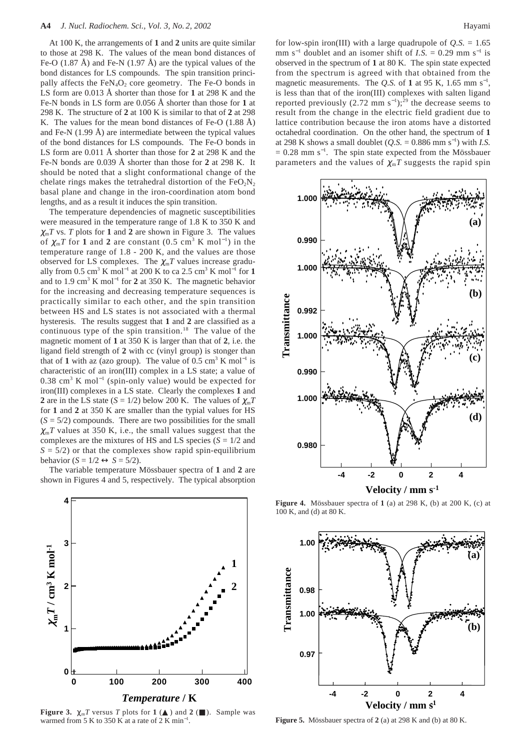At 100 K, the arrangements of **1** and **2** units are quite similar to those at 298 K. The values of the mean bond distances of Fe-O (1.87 Å) and Fe-N (1.97 Å) are the typical values of the bond distances for LS compounds. The spin transition principally affects the $FeN_4O_2$ core geometry. The Fe-O bonds in LS form are 0.013 Å shorter than those for **1** at 298 K and the Fe-N bonds in LS form are 0.056 Å shorter than those for **1** at 298 K. The structure of **2** at 100 K is similar to that of **2** at 298 K. The values for the mean bond distances of Fe-O (1.88 Å) and Fe-N (1.99 Å) are intermediate between the typical values of the bond distances for LS compounds. The Fe-O bonds in LS form are 0.011 Å shorter than those for **2** at 298 K and the Fe-N bonds are 0.039 Å shorter than those for **2** at 298 K. It should be noted that a slight conformational change of the chelate rings makes the tetrahedral distortion of the $FeO_2N_2$ basal plane and change in the iron-coordination atom bond lengths, and as a result it induces the spin transition.

The temperature dependencies of magnetic susceptibilities were measured in the temperature range of 1.8 K to 350 K and $\chi_m T$ vs. $T$ plots for **1** and **2** are shown in Figure 3. The values of $\chi_m T$ for **1** and **2** are constant (0.5 $cm^3$ K $mol^{-1}$) in the temperature range of 1.8 - 200 K, and the values are those observed for LS complexes. The $\chi_m T$ values increase gradually from 0.5 $cm^3$ K $mol^{-1}$ at 200 K to ca 2.5 $cm^3$ K $mol^{-1}$ for **1** and to 1.9 $cm^3$ K $mol^{-1}$ for **2** at 350 K. The magnetic behavior for the increasing and decreasing temperature sequences is practically similar to each other, and the spin transition between HS and LS states is not associated with a thermal hysteresis. The results suggest that **1** and **2** are classified as a continuous type of the spin transition.[18] The value of the magnetic moment of **1** at 350 K is larger than that of **2**, i.e. the ligand field strength of **2** with cc (vinyl group) is stonger than that of **1** with az (azo group). The value of 0.5 $cm^3$ K $mol^{-1}$ is characteristic of an iron(III) complex in a LS state; a value of 0.38 $cm^3$ K $mol^{-1}$ (spin-only value) would be expected for iron(III) complexes in a LS state. Clearly the complexes **1** and **2** are in the LS state ($S = 1/2$) below 200 K. The values of $\chi_m T$ for **1** and **2** at 350 K are smaller than the typial values for HS ($S = 5/2$) compounds. There are two possibilities for the small $\chi_m T$ values at 350 K, i.e., the small values suggest that the complexes are the mixtures of HS and LS species ($S = 1/2$ and $S = 5/2$) or that the complexes show rapid spin-equilibrium behavior ($S = 1/2 \leftrightarrow S = 5/2$).

The variable temperature Mössbauer spectra of **1** and **2** are shown in Figures 4 and 5, respectively. The typical absorption for low-spin iron(III) with a large quadrupole of $Q.S.$ = 1.65 mm $s^{-1}$ doublet and an isomer shift of $I.S.$ = 0.29 mm $s^{-1}$ is observed in the spectrum of **1** at 80 K. The spin state expected from the spectrum is agreed with that obtained from the magnetic measurements. The $Q.S.$ of **1** at 95 K, 1.65 mm $s^{-1}$, is less than that of the iron(III) complexes with salten ligand reported previously (2.72 mm $s^{-1}$);[29] the decrease seems to result from the change in the electric field gradient due to lattice contribution because the iron atoms have a distorted octahedral coordination. On the other hand, the spectrum of **1** at 298 K shows a small doublet ($Q.S.$ = 0.886 mm $s^{-1}$) with $I.S.$ = 0.28 mm $s^{-1}$. The spin state expected from the Mössbauer parameters and the values of $\chi_m T$ suggests the rapid spin

**Figure 3.** $\chi_m T$ versus $T$ plots for **1** (▲) and **2** (■). Sample was warmed from 5 K to 350 K at a rate of 2 K $min^{-1}$.

**Figure 4.** Mössbauer spectra of **1** (a) at 298 K, (b) at 200 K, (c) at 100 K, and (d) at 80 K.

**Figure 5.** Mössbauer spectra of **2** (a) at 298 K and (b) at 80 K.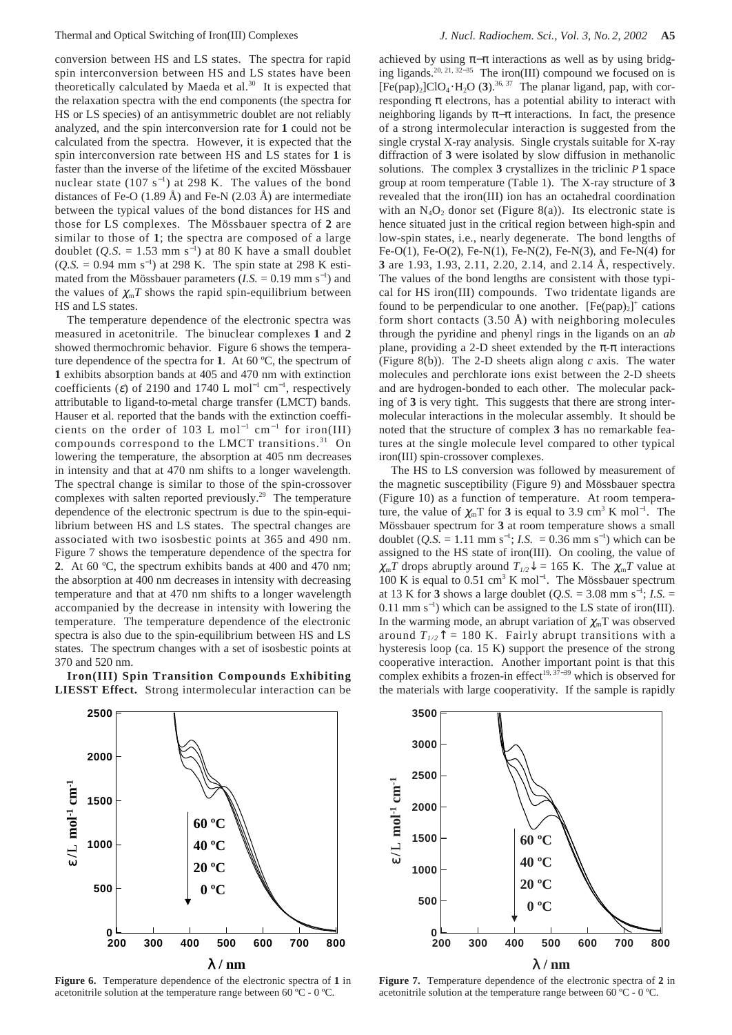conversion between HS and LS states. The spectra for rapid spin interconversion between HS and LS states have been theoretically calculated by Maeda et al.[30] It is expected that the relaxation spectra with the end components (the spectra for HS or LS species) of an antisymmetric doublet are not reliably analyzed, and the spin interconversion rate for **1** could not be calculated from the spectra. However, it is expected that the spin interconversion rate between HS and LS states for **1** is faster than the inverse of the lifetime of the excited Mössbauer nuclear state (107 $s^{-1}$) at 298 K. The values of the bond distances of Fe-O (1.89 Å) and Fe-N (2.03 Å) are intermediate between the typical values of the bond distances for HS and those for LS complexes. The Mössbauer spectra of **2** are similar to those of **1**; the spectra are composed of a large doublet (*Q.S.* = 1.53 mm $s^{-1}$) at 80 K have a small doublet (*Q.S.* = 0.94 mm $s^{-1}$) at 298 K. The spin state at 298 K estimated from the Mössbauer parameters (*I.S.* = 0.19 mm $s^{-1}$) and the values of $\chi_m T$ shows the rapid spin-equilibrium between HS and LS states.

The temperature dependence of the electronic spectra was measured in acetonitrile. The binuclear complexes **1** and **2** showed thermochromic behavior. Figure 6 shows the temperature dependence of the spectra for **1**. At 60 ºC, the spectrum of **1** exhibits absorption bands at 405 and 470 nm with extinction coefficients ($\varepsilon$) of 2190 and 1740 L $mol^{-1}$ $cm^{-1}$, respectively attributable to ligand-to-metal charge transfer (LMCT) bands. Hauser et al. reported that the bands with the extinction coefficients on the order of 103 L $mol^{-1}$ $cm^{-1}$ for iron(III) compounds correspond to the LMCT transitions.[31] On lowering the temperature, the absorption at 405 nm decreases in intensity and that at 470 nm shifts to a longer wavelength. The spectral change is similar to those of the spin-crossover complexes with salten reported previously.[29] The temperature dependence of the electronic spectrum is due to the spin-equilibrium between HS and LS states. The spectral changes are associated with two isosbestic points at 365 and 490 nm. Figure 7 shows the temperature dependence of the spectra for **2**. At 60 ºC, the spectrum exhibits bands at 400 and 470 nm; the absorption at 400 nm decreases in intensity with decreasing temperature and that at 470 nm shifts to a longer wavelength accompanied by the decrease in intensity with lowering the temperature. The temperature dependence of the electronic spectra is also due to the spin-equilibrium between HS and LS states. The spectrum changes with a set of isosbestic points at 370 and 520 nm.

**Iron(III) Spin Transition Compounds Exhibiting LIESST Effect.** Strong intermolecular interaction can be achieved by using π−π interactions as well as by using bridging ligands.[20, 21, 32−35] The iron(III) compound we focused on is $[Fe(pap)_2]ClO_4 \cdot H_2O$ (**3**).[36, 37] The planar ligand, pap, with corresponding π electrons, has a potential ability to interact with neighboring ligands by π−π interactions. In fact, the presence of a strong intermolecular interaction is suggested from the single crystal X-ray analysis. Single crystals suitable for X-ray diffraction of **3** were isolated by slow diffusion in methanolic solutions. The complex **3** crystallizes in the triclinic $P\bar{1}$ space group at room temperature (Table 1). The X-ray structure of **3** revealed that the iron(III) ion has an octahedral coordination with an $N_4O_2$ donor set (Figure 8(a)). Its electronic state is hence situated just in the critical region between high-spin and low-spin states, i.e., nearly degenerate. The bond lengths of Fe-O(1), Fe-O(2), Fe-N(1), Fe-N(2), Fe-N(3), and Fe-N(4) for **3** are 1.93, 1.93, 2.11, 2.20, 2.14, and 2.14 Å, respectively. The values of the bond lengths are consistent with those typical for HS iron(III) compounds. Two tridentate ligands are found to be perpendicular to one another. $[Fe(pap)_2]^+$ cations form short contacts (3.50 Å) with neighboring molecules through the pyridine and phenyl rings in the ligands on an *ab* plane, providing a 2-D sheet extended by the π-π interactions (Figure 8(b)). The 2-D sheets align along *c* axis. The water molecules and perchlorate ions exist between the 2-D sheets and are hydrogen-bonded to each other. The molecular packing of **3** is very tight. This suggests that there are strong intermolecular interactions in the molecular assembly. It should be noted that the structure of complex **3** has no remarkable features at the single molecule level compared to other typical iron(III) spin-crossover complexes.

The HS to LS conversion was followed by measurement of the magnetic susceptibility (Figure 9) and Mössbauer spectra (Figure 10) as a function of temperature. At room temperature, the value of $\chi_m T$ for **3** is equal to 3.9 $cm^3$ K $mol^{-1}$. The Mössbauer spectrum for **3** at room temperature shows a small doublet (*Q.S.* = 1.11 mm $s^{-1}$; *I.S.* = 0.36 mm $s^{-1}$) which can be assigned to the HS state of iron(III). On cooling, the value of $\chi_m T$ drops abruptly around $T_{1/2}\downarrow$ = 165 K. The $\chi_m T$ value at 100 K is equal to 0.51 $cm^3$ K $mol^{-1}$. The Mössbauer spectrum at 13 K for **3** shows a large doublet (*Q.S.* = 3.08 mm $s^{-1}$; *I.S.* = 0.11 mm $s^{-1}$) which can be assigned to the LS state of iron(III). In the warming mode, an abrupt variation of $\chi_m T$ was observed around $T_{1/2}\uparrow$ = 180 K. Fairly abrupt transitions with a hysteresis loop (ca. 15 K) support the presence of the strong cooperative interaction. Another important point is that this complex exhibits a frozen-in effect[19, 37−39] which is observed for the materials with large cooperativity. If the sample is rapidly

**Figure 6.** Temperature dependence of the electronic spectra of **1** in acetonitrile solution at the temperature range between 60 ºC - 0 ºC.

**Figure 7.** Temperature dependence of the electronic spectra of **2** in acetonitrile solution at the temperature range between 60 ºC - 0 ºC.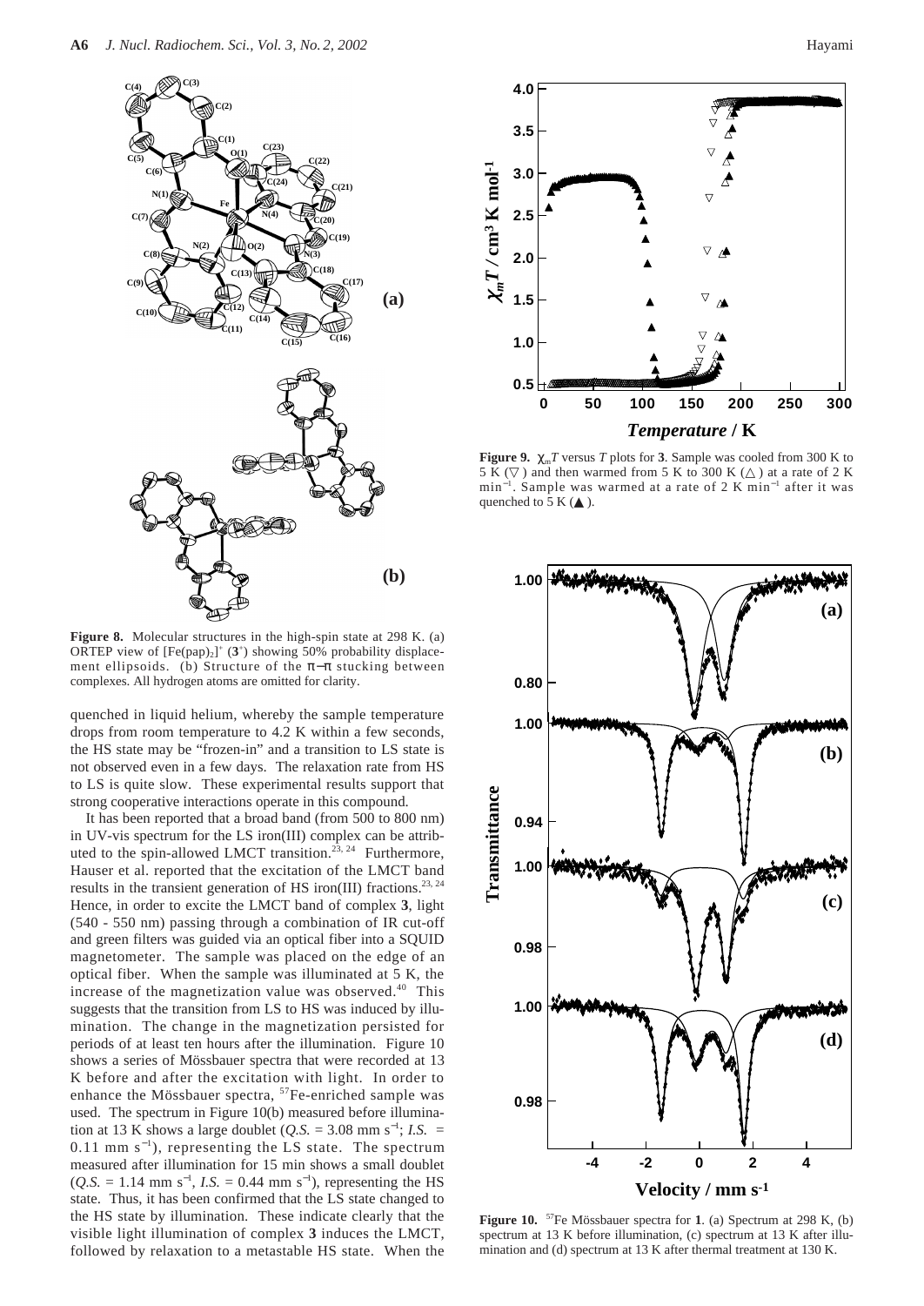**Figure 8.** Molecular structures in the high-spin state at 298 K. (a) ORTEP view of $[Fe(pap)_2]^+$ ($\mathbf{3}^+$) showing 50% probability displacement ellipsoids. (b) Structure of the π−π stucking between complexes. All hydrogen atoms are omitted for clarity.

**Figure 9.** $\chi_m T$ versus $T$ plots for **3**. Sample was cooled from 300 K to 5 K (▽) and then warmed from 5 K to 300 K (△) at a rate of 2 K min$^{-1}$. Sample was warmed at a rate of 2 K min$^{-1}$ after it was quenched to 5 K (▲).

quenched in liquid helium, whereby the sample temperature drops from room temperature to 4.2 K within a few seconds, the HS state may be "frozen-in" and a transition to LS state is not observed even in a few days. The relaxation rate from HS to LS is quite slow. These experimental results support that strong cooperative interactions operate in this compound.

It has been reported that a broad band (from 500 to 800 nm) in UV-vis spectrum for the LS iron(III) complex can be attributed to the spin-allowed LMCT transition.[23, 24] Furthermore, Hauser et al. reported that the excitation of the LMCT band results in the transient generation of HS iron(III) fractions.[23, 24] Hence, in order to excite the LMCT band of complex **3**, light (540 - 550 nm) passing through a combination of IR cut-off and green filters was guided via an optical fiber into a SQUID magnetometer. The sample was placed on the edge of an optical fiber. When the sample was illuminated at 5 K, the increase of the magnetization value was observed.[40] This suggests that the transition from LS to HS was induced by illumination. The change in the magnetization persisted for periods of at least ten hours after the illumination. Figure 10 shows a series of Mössbauer spectra that were recorded at 13 K before and after the excitation with light. In order to enhance the Mössbauer spectra, $^{57}$Fe-enriched sample was used. The spectrum in Figure 10(b) measured before illumination at 13 K shows a large doublet (*Q.S.* = 3.08 mm s$^{-1}$; *I.S.* = 0.11 mm s$^{-1}$), representing the LS state. The spectrum measured after illumination for 15 min shows a small doublet (*Q.S.* = 1.14 mm s$^{-1}$, *I.S.* = 0.44 mm s$^{-1}$), representing the HS state. Thus, it has been confirmed that the LS state changed to the HS state by illumination. These indicate clearly that the visible light illumination of complex **3** induces the LMCT, followed by relaxation to a metastable HS state. When the

**Figure 10.** $^{57}$Fe Mössbauer spectra for **1**. (a) Spectrum at 298 K, (b) spectrum at 13 K before illumination, (c) spectrum at 13 K after illumination and (d) spectrum at 13 K after thermal treatment at 130 K.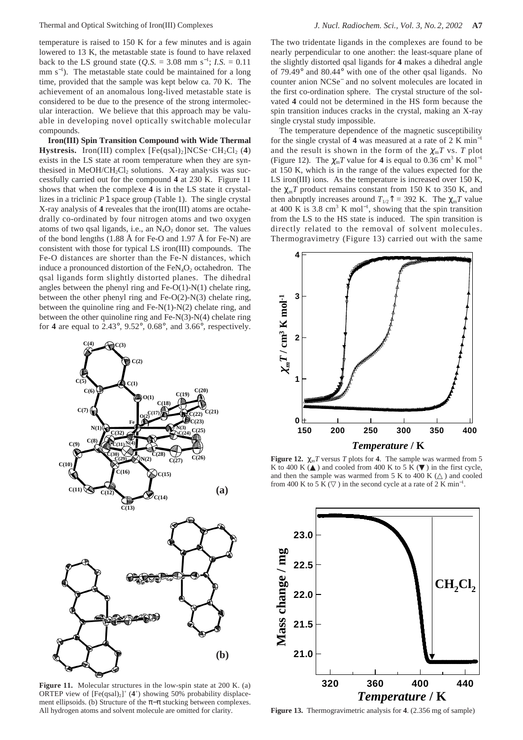temperature is raised to 150 K for a few minutes and is again lowered to 13 K, the metastable state is found to have relaxed back to the LS ground state (*Q.S.* = 3.08 mm s$^{-1}$; *I.S.* = 0.11 mm s$^{-1}$). The metastable state could be maintained for a long time, provided that the sample was kept below ca. 70 K. The achievement of an anomalous long-lived metastable state is considered to be due to the presence of the strong intermolecular interaction. We believe that this approach may be valuable in developing novel optically switchable molecular compounds.

**Iron(III) Spin Transition Compound with Wide Thermal Hystresis.** Iron(III) complex [Fe(qsal)$_2$]NCSe·CH$_2$Cl$_2$ (**4**) exists in the LS state at room temperature when they are synthesised in MeOH/CH$_2$Cl$_2$ solutions. X-ray analysis was successfully carried out for the compound **4** at 230 K. Figure 11 shows that when the complexe **4** is in the LS state it crystallizes in a triclinic $P\bar{1}$ space group (Table 1). The single crystal X-ray analysis of **4** reveales that the iron(III) atoms are octahedrally co-ordinated by four nitrogen atoms and two oxygen atoms of two qsal ligands, i.e., an N$_4$O$_2$ donor set. The values of the bond lengths (1.88 Å for Fe-O and 1.97 Å for Fe-N) are consistent with those for typical LS iron(III) compounds. The Fe-O distances are shorter than the Fe-N distances, which induce a pronounced distortion of the FeN$_4$O$_2$ octahedron. The qsal ligands form slightly distorted planes. The dihedral angles between the phenyl ring and Fe-O(1)-N(1) chelate ring, between the other phenyl ring and Fe-O(2)-N(3) chelate ring, between the quinoline ring and Fe-N(1)-N(2) chelate ring, and between the other quinoline ring and Fe-N(3)-N(4) chelate ring for **4** are equal to 2.43°, 9.52°, 0.68°, and 3.66°, respectively.

**Figure 11.** Molecular structures in the low-spin state at 200 K. (a) ORTEP view of [Fe(qsal)$_2$]$^+$ (**4**$^+$) showing 50% probability displacement ellipsoids. (b) Structure of the π–π stucking between complexes. All hydrogen atoms and solvent molecule are omitted for clarity.

The two tridentate ligands in the complexes are found to be nearly perpendicular to one another: the least-square plane of the slightly distorted qsal ligands for **4** makes a dihedral angle of 79.49° and 80.44° with one of the other qsal ligands. No counter anion NCSe$^-$ and no solvent molecules are located in the first co-ordination sphere. The crystal structure of the solvated **4** could not be determined in the HS form because the spin transition induces cracks in the crystal, making an X-ray single crystal study impossible.

The temperature dependence of the magnetic susceptibility for the single crystal of **4** was measured at a rate of 2 K min$^{-1}$ and the result is shown in the form of the $\chi_m T$ vs. $T$ plot (Figure 12). The $\chi_m T$ value for **4** is equal to 0.36 cm$^3$ K mol$^{-1}$ at 150 K, which is in the range of the values expected for the LS iron(III) ions. As the temperature is increased over 150 K, the $\chi_m T$ product remains constant from 150 K to 350 K, and then abruptly increases around $T_{1/2}\uparrow$ = 392 K. The $\chi_m T$ value at 400 K is 3.8 cm$^3$ K mol$^{-1}$, showing that the spin transition from the LS to the HS state is induced. The spin transition is directly related to the removal of solvent molecules. Thermogravimetry (Figure 13) carried out with the same

**Figure 12.** $\chi_m T$ versus $T$ plots for **4**. The sample was warmed from 5 K to 400 K (▲) and cooled from 400 K to 5 K (▼) in the first cycle, and then the sample was warmed from 5 K to 400 K (△) and cooled from 400 K to 5 K (▽) in the second cycle at a rate of 2 K min$^{-1}$.

**Figure 13.** Thermogravimetric analysis for **4**. (2.356 mg of sample)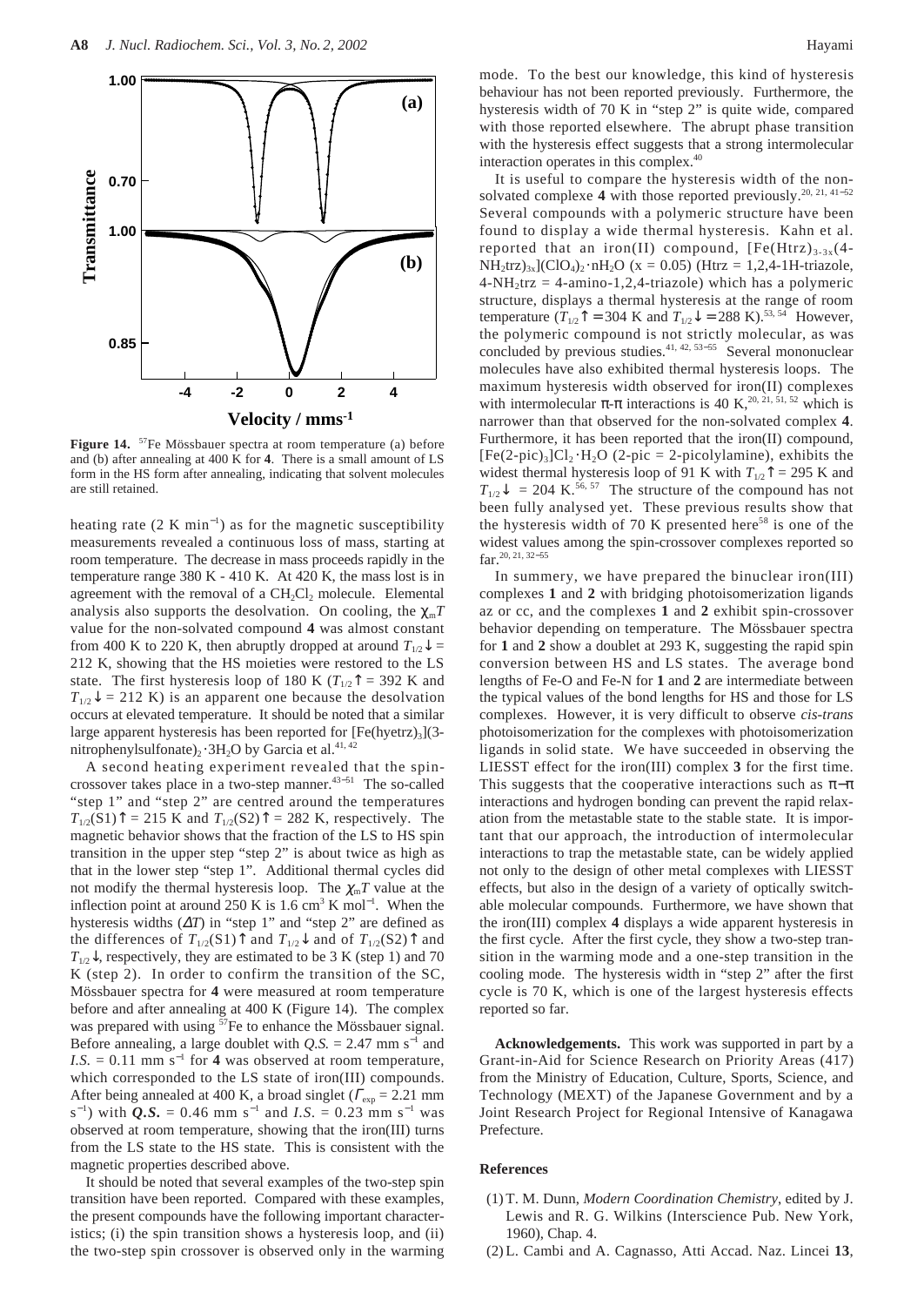**Figure 14.** $^{57}$Fe Mössbauer spectra at room temperature (a) before and (b) after annealing at 400 K for **4**. There is a small amount of LS form in the HS form after annealing, indicating that solvent molecules are still retained.

heating rate (2 K $min^{-1}$) as for the magnetic susceptibility measurements revealed a continuous loss of mass, starting at room temperature. The decrease in mass proceeds rapidly in the temperature range 380 K - 410 K. At 420 K, the mass lost is in agreement with the removal of a $CH_2Cl_2$ molecule. Elemental analysis also supports the desolvation. On cooling, the $\chi_m T$ value for the non-solvated compound **4** was almost constant from 400 K to 220 K, then abruptly dropped at around $T_{1/2}\downarrow$ = 212 K, showing that the HS moieties were restored to the LS state. The first hysteresis loop of 180 K ($T_{1/2}\uparrow$ = 392 K and $T_{1/2}\downarrow$ = 212 K) is an apparent one because the desolvation occurs at elevated temperature. It should be noted that a similar large apparent hysteresis has been reported for $[Fe(hyetrz)_3](3\text{-nitrophenylsulfonate})_2 \cdot 3H_2O$ by Garcia et al.[41, 42]

A second heating experiment revealed that the spin-crossover takes place in a two-step manner.[43–51] The so-called "step 1" and "step 2" are centred around the temperatures $T_{1/2}(S1)\uparrow$ = 215 K and $T_{1/2}(S2)\uparrow$ = 282 K, respectively. The magnetic behavior shows that the fraction of the LS to HS spin transition in the upper step "step 2" is about twice as high as that in the lower step "step 1". Additional thermal cycles did not modify the thermal hysteresis loop. The $\chi_m T$ value at the inflection point at around 250 K is 1.6 $cm^3$ K $mol^{-1}$. When the hysteresis widths ($\Delta T$) in "step 1" and "step 2" are defined as the differences of $T_{1/2}(S1)\uparrow$ and $T_{1/2}\downarrow$ and of $T_{1/2}(S2)\uparrow$ and $T_{1/2}\downarrow$, respectively, they are estimated to be 3 K (step 1) and 70 K (step 2). In order to confirm the transition of the SC, Mössbauer spectra for **4** were measured at room temperature before and after annealing at 400 K (Figure 14). The complex was prepared with using $^{57}$Fe to enhance the Mössbauer signal. Before annealing, a large doublet with *Q.S.* = 2.47 mm $s^{-1}$ and *I.S.* = 0.11 mm $s^{-1}$ for **4** was observed at room temperature, which corresponded to the LS state of iron(III) compounds. After being annealed at 400 K, a broad singlet ($\Gamma_{exp}$ = 2.21 mm $s^{-1}$) with ***Q.S.*** = 0.46 mm $s^{-1}$ and *I.S.* = 0.23 mm $s^{-1}$ was observed at room temperature, showing that the iron(III) turns from the LS state to the HS state. This is consistent with the magnetic properties described above.

It should be noted that several examples of the two-step spin transition have been reported. Compared with these examples, the present compounds have the following important characteristics; (i) the spin transition shows a hysteresis loop, and (ii) the two-step spin crossover is observed only in the warming mode. To the best our knowledge, this kind of hysteresis behaviour has not been reported previously. Furthermore, the hysteresis width of 70 K in "step 2" is quite wide, compared with those reported elsewhere. The abrupt phase transition with the hysteresis effect suggests that a strong intermolecular interaction operates in this complex.[40]

It is useful to compare the hysteresis width of the non-solvated complexe **4** with those reported previously.[20, 21, 41–52] Several compounds with a polymeric structure have been found to display a wide thermal hysteresis. Kahn et al. reported that an iron(II) compound, $[Fe(Htrz)_{3-3x}(4\text{-}NH_2trz)_{3x}](ClO_4)_2 \cdot nH_2O$ (x = 0.05) (Htrz = 1,2,4-1H-triazole, 4-$NH_2$trz = 4-amino-1,2,4-triazole) which has a polymeric structure, displays a thermal hysteresis at the range of room temperature ($T_{1/2}\uparrow$ = 304 K and $T_{1/2}\downarrow$ = 288 K).[53, 54] However, the polymeric compound is not strictly molecular, as was concluded by previous studies.[41, 42, 53–55] Several mononuclear molecules have also exhibited thermal hysteresis loops. The maximum hysteresis width observed for iron(II) complexes with intermolecular π-π interactions is 40 K,[20, 21, 51, 52] which is narrower than that observed for the non-solvated complex **4**. Furthermore, it has been reported that the iron(II) compound, $[Fe(2\text{-pic})_3]Cl_2 \cdot H_2O$ (2-pic = 2-picolylamine), exhibits the widest thermal hysteresis loop of 91 K with $T_{1/2}\uparrow$ = 295 K and $T_{1/2}\downarrow$ = 204 K.[56, 57] The structure of the compound has not been fully analysed yet. These previous results show that the hysteresis width of 70 K presented here[58] is one of the widest values among the spin-crossover complexes reported so far.[20, 21, 32–55]

In summery, we have prepared the binuclear iron(III) complexes **1** and **2** with bridging photoisomerization ligands az or cc, and the complexes **1** and **2** exhibit spin-crossover behavior depending on temperature. The Mössbauer spectra for **1** and **2** show a doublet at 293 K, suggesting the rapid spin conversion between HS and LS states. The average bond lengths of Fe-O and Fe-N for **1** and **2** are intermediate between the typical values of the bond lengths for HS and those for LS complexes. However, it is very difficult to observe *cis-trans* photoisomerization for the complexes with photoisomerization ligands in solid state. We have succeeded in observing the LIESST effect for the iron(III) complex **3** for the first time. This suggests that the cooperative interactions such as π−π interactions and hydrogen bonding can prevent the rapid relaxation from the metastable state to the stable state. It is important that our approach, the introduction of intermolecular interactions to trap the metastable state, can be widely applied not only to the design of other metal complexes with LIESST effects, but also in the design of a variety of optically switchable molecular compounds. Furthermore, we have shown that the iron(III) complex **4** displays a wide apparent hysteresis in the first cycle. After the first cycle, they show a two-step transition in the warming mode and a one-step transition in the cooling mode. The hysteresis width in "step 2" after the first cycle is 70 K, which is one of the largest hysteresis effects reported so far.

**Acknowledgements.** This work was supported in part by a Grant-in-Aid for Science Research on Priority Areas (417) from the Ministry of Education, Culture, Sports, Science, and Technology (MEXT) of the Japanese Government and by a Joint Research Project for Regional Intensive of Kanagawa Prefecture.

## References

(1) T. M. Dunn, *Modern Coordination Chemistry*, edited by J. Lewis and R. G. Wilkins (Interscience Pub. New York, 1960), Chap. 4.

(2) L. Cambi and A. Cagnasso, Atti Accad. Naz. Lincei **13**,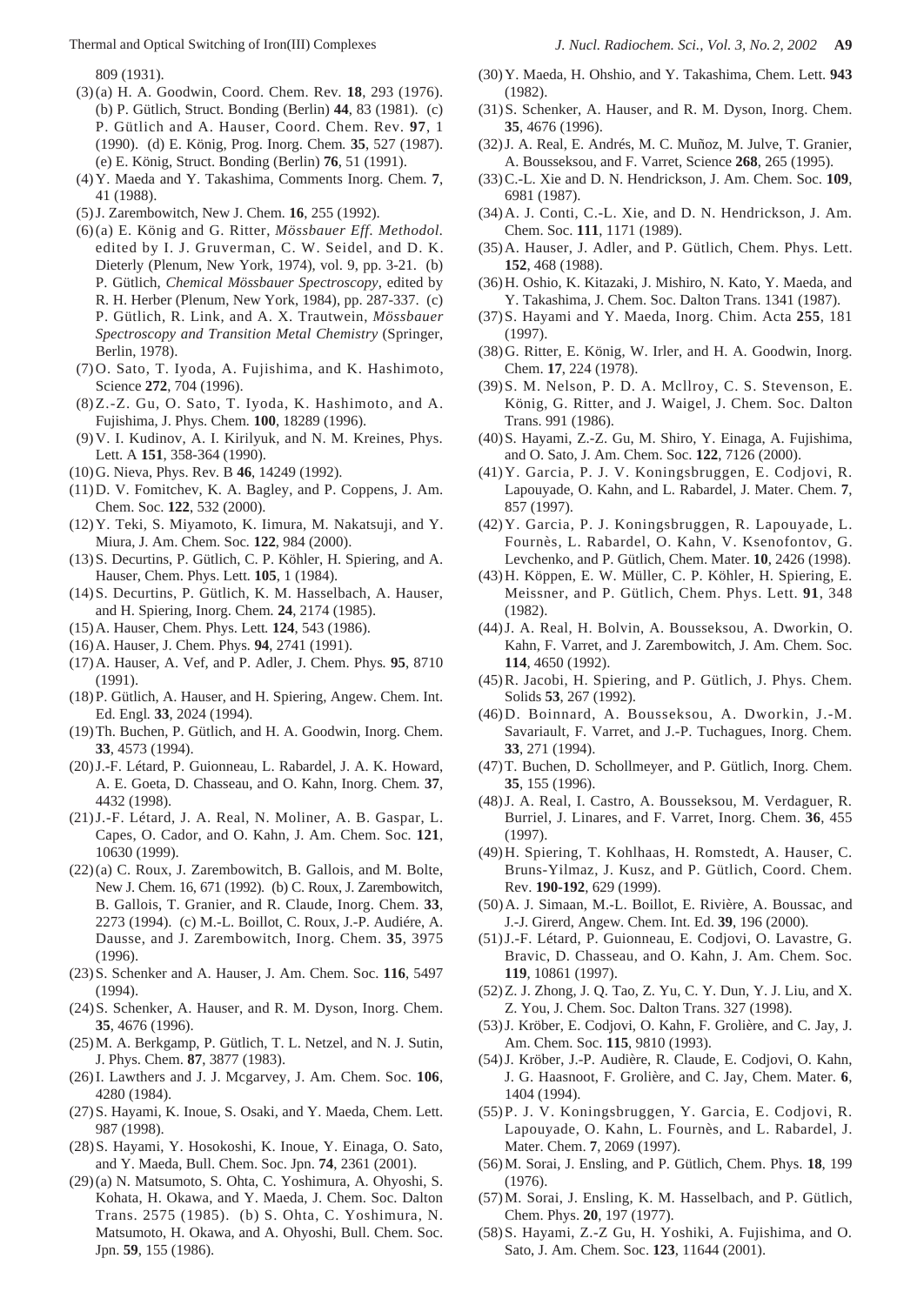809 (1931).

(3) (a) H. A. Goodwin, Coord. Chem. Rev. **18**, 293 (1976). (b) P. Gütlich, Struct. Bonding (Berlin) **44**, 83 (1981). (c) P. Gütlich and A. Hauser, Coord. Chem. Rev. **97**, 1 (1990). (d) E. König, Prog. Inorg. Chem. **35**, 527 (1987). (e) E. König, Struct. Bonding (Berlin) **76**, 51 (1991).

(4) Y. Maeda and Y. Takashima, Comments Inorg. Chem. **7**, 41 (1988).

(5) J. Zarembowitch, New J. Chem. **16**, 255 (1992).

(6) (a) E. König and G. Ritter, *Mössbauer Eff. Methodol.* edited by I. J. Gruverman, C. W. Seidel, and D. K. Dieterly (Plenum, New York, 1974), vol. 9, pp. 3-21. (b) P. Gütlich, *Chemical Mössbauer Spectroscopy*, edited by R. H. Herber (Plenum, New York, 1984), pp. 287-337. (c) P. Gütlich, R. Link, and A. X. Trautwein, *Mössbauer Spectroscopy and Transition Metal Chemistry* (Springer, Berlin, 1978).

(7) O. Sato, T. Iyoda, A. Fujishima, and K. Hashimoto, Science **272**, 704 (1996).

(8) Z.-Z. Gu, O. Sato, T. Iyoda, K. Hashimoto, and A. Fujishima, J. Phys. Chem. **100**, 18289 (1996).

(9) V. I. Kudinov, A. I. Kirilyuk, and N. M. Kreines, Phys. Lett. A **151**, 358-364 (1990).

(10) G. Nieva, Phys. Rev. B **46**, 14249 (1992).

(11) D. V. Fomitchev, K. A. Bagley, and P. Coppens, J. Am. Chem. Soc. **122**, 532 (2000).

(12) Y. Teki, S. Miyamoto, K. Iimura, M. Nakatsuji, and Y. Miura, J. Am. Chem. Soc. **122**, 984 (2000).

(13) S. Decurtins, P. Gütlich, C. P. Köhler, H. Spiering, and A. Hauser, Chem. Phys. Lett. **105**, 1 (1984).

(14) S. Decurtins, P. Gütlich, K. M. Hasselbach, A. Hauser, and H. Spiering, Inorg. Chem. **24**, 2174 (1985).

(15) A. Hauser, Chem. Phys. Lett. **124**, 543 (1986).

(16) A. Hauser, J. Chem. Phys. **94**, 2741 (1991).

(17) A. Hauser, A. Vef, and P. Adler, J. Chem. Phys. **95**, 8710 (1991).

(18) P. Gütlich, A. Hauser, and H. Spiering, Angew. Chem. Int. Ed. Engl. **33**, 2024 (1994).

(19) Th. Buchen, P. Gütlich, and H. A. Goodwin, Inorg. Chem. **33**, 4573 (1994).

(20) J.-F. Létard, P. Guionneau, L. Rabardel, J. A. K. Howard, A. E. Goeta, D. Chasseau, and O. Kahn, Inorg. Chem. **37**, 4432 (1998).

(21) J.-F. Létard, J. A. Real, N. Moliner, A. B. Gaspar, L. Capes, O. Cador, and O. Kahn, J. Am. Chem. Soc. **121**, 10630 (1999).

(22) (a) C. Roux, J. Zarembowitch, B. Gallois, and M. Bolte, New J. Chem. 16, 671 (1992). (b) C. Roux, J. Zarembowitch, B. Gallois, T. Granier, and R. Claude, Inorg. Chem. **33**, 2273 (1994). (c) M.-L. Boillot, C. Roux, J.-P. Audiére, A. Dausse, and J. Zarembowitch, Inorg. Chem. **35**, 3975 (1996).

(23) S. Schenker and A. Hauser, J. Am. Chem. Soc. **116**, 5497 (1994).

(24) S. Schenker, A. Hauser, and R. M. Dyson, Inorg. Chem. **35**, 4676 (1996).

(25) M. A. Berkgamp, P. Gütlich, T. L. Netzel, and N. J. Sutin, J. Phys. Chem. **87**, 3877 (1983).

(26) I. Lawthers and J. J. Mcgarvey, J. Am. Chem. Soc. **106**, 4280 (1984).

(27) S. Hayami, K. Inoue, S. Osaki, and Y. Maeda, Chem. Lett. 987 (1998).

(28) S. Hayami, Y. Hosokoshi, K. Inoue, Y. Einaga, O. Sato, and Y. Maeda, Bull. Chem. Soc. Jpn. **74**, 2361 (2001).

(29) (a) N. Matsumoto, S. Ohta, C. Yoshimura, A. Ohyoshi, S. Kohata, H. Okawa, and Y. Maeda, J. Chem. Soc. Dalton Trans. 2575 (1985). (b) S. Ohta, C. Yoshimura, N. Matsumoto, H. Okawa, and A. Ohyoshi, Bull. Chem. Soc. Jpn. **59**, 155 (1986).

(30) Y. Maeda, H. Ohshio, and Y. Takashima, Chem. Lett. **943** (1982).

(31) S. Schenker, A. Hauser, and R. M. Dyson, Inorg. Chem. **35**, 4676 (1996).

(32) J. A. Real, E. Andrés, M. C. Muñoz, M. Julve, T. Granier, A. Bousseksou, and F. Varret, Science **268**, 265 (1995).

(33) C.-L. Xie and D. N. Hendrickson, J. Am. Chem. Soc. **109**, 6981 (1987).

(34) A. J. Conti, C.-L. Xie, and D. N. Hendrickson, J. Am. Chem. Soc. **111**, 1171 (1989).

(35) A. Hauser, J. Adler, and P. Gütlich, Chem. Phys. Lett. **152**, 468 (1988).

(36) H. Oshio, K. Kitazaki, J. Mishiro, N. Kato, Y. Maeda, and Y. Takashima, J. Chem. Soc. Dalton Trans. 1341 (1987).

(37) S. Hayami and Y. Maeda, Inorg. Chim. Acta **255**, 181 (1997).

(38) G. Ritter, E. König, W. Irler, and H. A. Goodwin, Inorg. Chem. **17**, 224 (1978).

(39) S. M. Nelson, P. D. A. Mcllroy, C. S. Stevenson, E. König, G. Ritter, and J. Waigel, J. Chem. Soc. Dalton Trans. 991 (1986).

(40) S. Hayami, Z.-Z. Gu, M. Shiro, Y. Einaga, A. Fujishima, and O. Sato, J. Am. Chem. Soc. **122**, 7126 (2000).

(41) Y. Garcia, P. J. V. Koningsbruggen, E. Codjovi, R. Lapouyade, O. Kahn, and L. Rabardel, J. Mater. Chem. **7**, 857 (1997).

(42) Y. Garcia, P. J. Koningsbruggen, R. Lapouyade, L. Fournès, L. Rabardel, O. Kahn, V. Ksenofontov, G. Levchenko, and P. Gütlich, Chem. Mater. **10**, 2426 (1998).

(43) H. Köppen, E. W. Müller, C. P. Köhler, H. Spiering, E. Meissner, and P. Gütlich, Chem. Phys. Lett. **91**, 348 (1982).

(44) J. A. Real, H. Bolvin, A. Bousseksou, A. Dworkin, O. Kahn, F. Varret, and J. Zarembowitch, J. Am. Chem. Soc. **114**, 4650 (1992).

(45) R. Jacobi, H. Spiering, and P. Gütlich, J. Phys. Chem. Solids **53**, 267 (1992).

(46) D. Boinnard, A. Bousseksou, A. Dworkin, J.-M. Savariault, F. Varret, and J.-P. Tuchagues, Inorg. Chem. **33**, 271 (1994).

(47) T. Buchen, D. Schollmeyer, and P. Gütlich, Inorg. Chem. **35**, 155 (1996).

(48) J. A. Real, I. Castro, A. Bousseksou, M. Verdaguer, R. Burriel, J. Linares, and F. Varret, Inorg. Chem. **36**, 455 (1997).

(49) H. Spiering, T. Kohlhaas, H. Romstedt, A. Hauser, C. Bruns-Yilmaz, J. Kusz, and P. Gütlich, Coord. Chem. Rev. **190-192**, 629 (1999).

(50) A. J. Simaan, M.-L. Boillot, E. Rivière, A. Boussac, and J.-J. Girerd, Angew. Chem. Int. Ed. **39**, 196 (2000).

(51) J.-F. Létard, P. Guionneau, E. Codjovi, O. Lavastre, G. Bravic, D. Chasseau, and O. Kahn, J. Am. Chem. Soc. **119**, 10861 (1997).

(52) Z. J. Zhong, J. Q. Tao, Z. Yu, C. Y. Dun, Y. J. Liu, and X. Z. You, J. Chem. Soc. Dalton Trans. 327 (1998).

(53) J. Kröber, E. Codjovi, O. Kahn, F. Grolière, and C. Jay, J. Am. Chem. Soc. **115**, 9810 (1993).

(54) J. Kröber, J.-P. Audière, R. Claude, E. Codjovi, O. Kahn, J. G. Haasnoot, F. Grolière, and C. Jay, Chem. Mater. **6**, 1404 (1994).

(55) P. J. V. Koningsbruggen, Y. Garcia, E. Codjovi, R. Lapouyade, O. Kahn, L. Fournès, and L. Rabardel, J. Mater. Chem. **7**, 2069 (1997).

(56) M. Sorai, J. Ensling, and P. Gütlich, Chem. Phys. **18**, 199 (1976).

(57) M. Sorai, J. Ensling, K. M. Hasselbach, and P. Gütlich, Chem. Phys. **20**, 197 (1977).

(58) S. Hayami, Z.-Z Gu, H. Yoshiki, A. Fujishima, and O. Sato, J. Am. Chem. Soc. **123**, 11644 (2001).